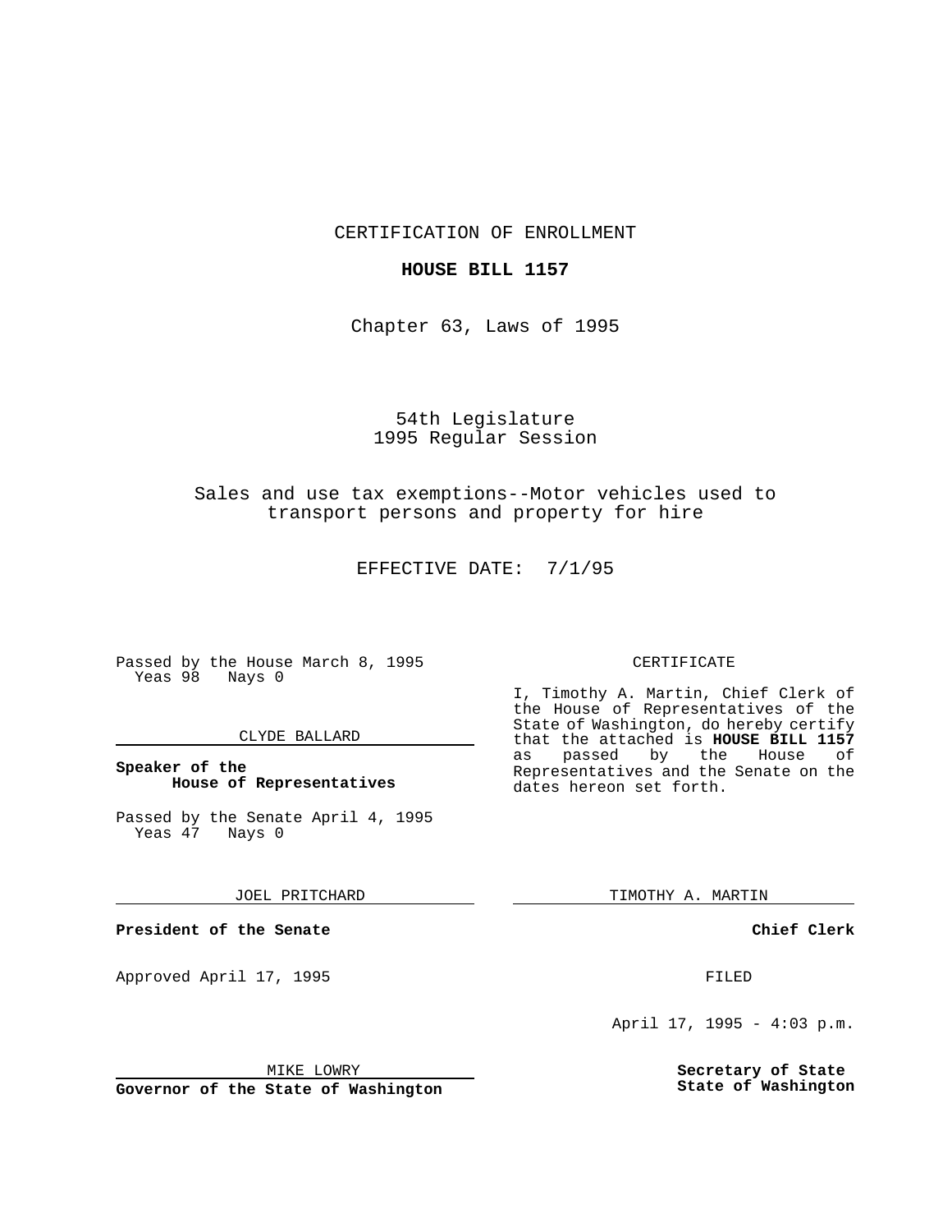CERTIFICATION OF ENROLLMENT

**HOUSE BILL 1157**

Chapter 63, Laws of 1995

54th Legislature
1995 Regular Session

Sales and use tax exemptions--Motor vehicles used to transport persons and property for hire

EFFECTIVE DATE: 7/1/95

Passed by the House March 8, 1995
Yeas 98 Nays 0

CLYDE BALLARD

**Speaker of the House of Representatives**

Passed by the Senate April 4, 1995
Yeas 47 Nays 0

JOEL PRITCHARD

**President of the Senate**

Approved April 17, 1995

MIKE LOWRY

**Governor of the State of Washington**

CERTIFICATE

I, Timothy A. Martin, Chief Clerk of the House of Representatives of the State of Washington, do hereby certify that the attached is **HOUSE BILL 1157** as passed by the House of Representatives and the Senate on the dates hereon set forth.

TIMOTHY A. MARTIN

**Chief Clerk**

FILED

April 17, 1995 - 4:03 p.m.

**Secretary of State State of Washington**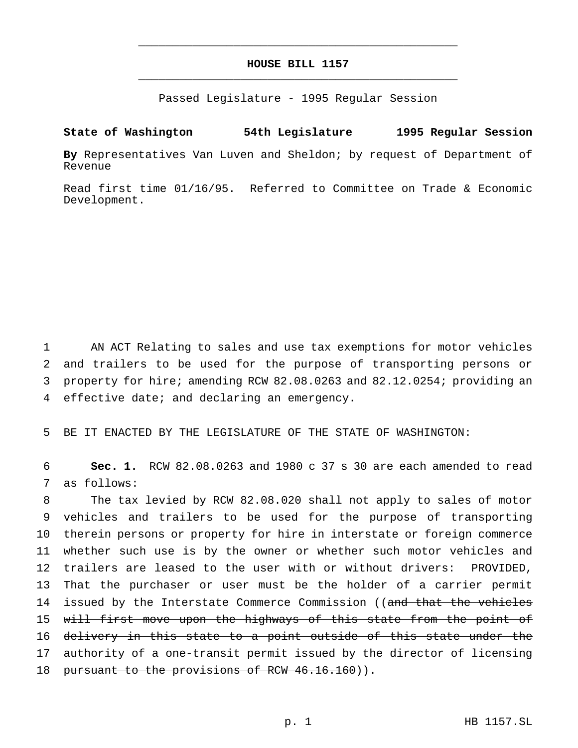# HOUSE BILL 1157

Passed Legislature - 1995 Regular Session

**State of Washington 54th Legislature 1995 Regular Session**

**By** Representatives Van Luven and Sheldon; by request of Department of Revenue

Read first time 01/16/95. Referred to Committee on Trade & Economic Development.

1 AN ACT Relating to sales and use tax exemptions for motor vehicles
2 and trailers to be used for the purpose of transporting persons or
3 property for hire; amending RCW 82.08.0263 and 82.12.0254; providing an
4 effective date; and declaring an emergency.

5 BE IT ENACTED BY THE LEGISLATURE OF THE STATE OF WASHINGTON:

6 **Sec. 1.** RCW 82.08.0263 and 1980 c 37 s 30 are each amended to read
7 as follows:

8 The tax levied by RCW 82.08.020 shall not apply to sales of motor
9 vehicles and trailers to be used for the purpose of transporting
10 therein persons or property for hire in interstate or foreign commerce
11 whether such use is by the owner or whether such motor vehicles and
12 trailers are leased to the user with or without drivers: PROVIDED,
13 That the purchaser or user must be the holder of a carrier permit
14 issued by the Interstate Commerce Commission ((~~and that the vehicles~~
15 ~~will first move upon the highways of this state from the point of~~
16 ~~delivery in this state to a point outside of this state under the~~
17 ~~authority of a one-transit permit issued by the director of licensing~~
18 ~~pursuant to the provisions of RCW 46.16.160~~)).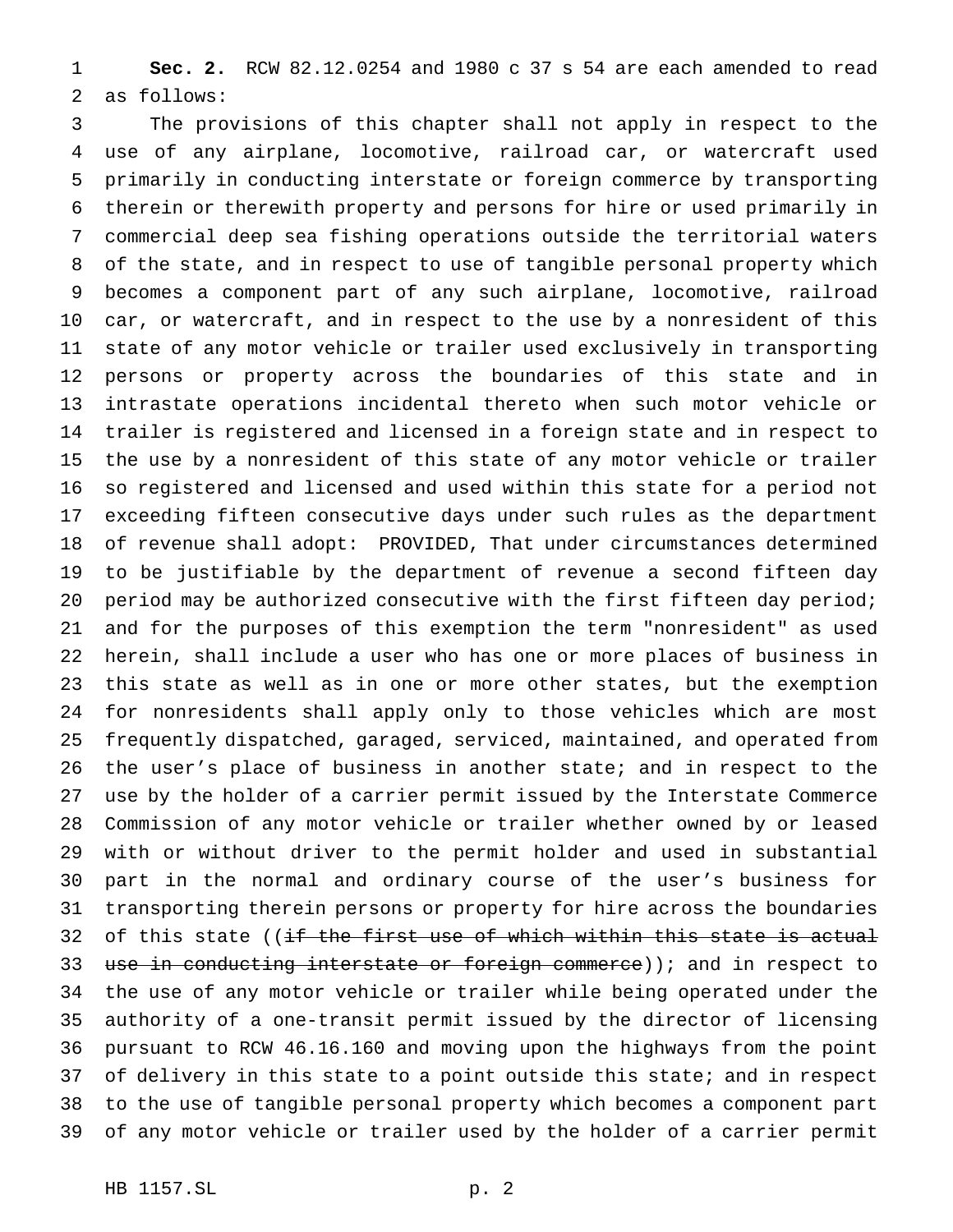**Sec. 2.** RCW 82.12.0254 and 1980 c 37 s 54 are each amended to read as follows:

The provisions of this chapter shall not apply in respect to the use of any airplane, locomotive, railroad car, or watercraft used primarily in conducting interstate or foreign commerce by transporting therein or therewith property and persons for hire or used primarily in commercial deep sea fishing operations outside the territorial waters of the state, and in respect to use of tangible personal property which becomes a component part of any such airplane, locomotive, railroad car, or watercraft, and in respect to the use by a nonresident of this state of any motor vehicle or trailer used exclusively in transporting persons or property across the boundaries of this state and in intrastate operations incidental thereto when such motor vehicle or trailer is registered and licensed in a foreign state and in respect to the use by a nonresident of this state of any motor vehicle or trailer so registered and licensed and used within this state for a period not exceeding fifteen consecutive days under such rules as the department of revenue shall adopt: PROVIDED, That under circumstances determined to be justifiable by the department of revenue a second fifteen day period may be authorized consecutive with the first fifteen day period; and for the purposes of this exemption the term "nonresident" as used herein, shall include a user who has one or more places of business in this state as well as in one or more other states, but the exemption for nonresidents shall apply only to those vehicles which are most frequently dispatched, garaged, serviced, maintained, and operated from the user's place of business in another state; and in respect to the use by the holder of a carrier permit issued by the Interstate Commerce Commission of any motor vehicle or trailer whether owned by or leased with or without driver to the permit holder and used in substantial part in the normal and ordinary course of the user's business for transporting therein persons or property for hire across the boundaries of this state ((~~if the first use of which within this state is actual use in conducting interstate or foreign commerce~~)); and in respect to the use of any motor vehicle or trailer while being operated under the authority of a one-transit permit issued by the director of licensing pursuant to RCW 46.16.160 and moving upon the highways from the point of delivery in this state to a point outside this state; and in respect to the use of tangible personal property which becomes a component part of any motor vehicle or trailer used by the holder of a carrier permit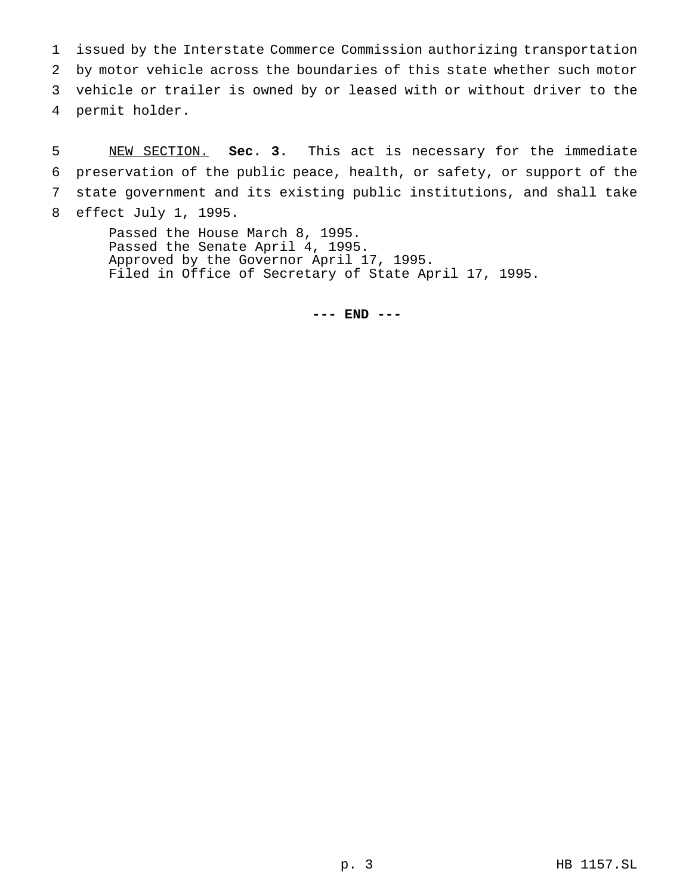issued by the Interstate Commerce Commission authorizing transportation by motor vehicle across the boundaries of this state whether such motor vehicle or trailer is owned by or leased with or without driver to the permit holder.

NEW SECTION. **Sec. 3.** This act is necessary for the immediate preservation of the public peace, health, or safety, or support of the state government and its existing public institutions, and shall take effect July 1, 1995.

Passed the House March 8, 1995.
Passed the Senate April 4, 1995.
Approved by the Governor April 17, 1995.
Filed in Office of Secretary of State April 17, 1995.

**--- END ---**